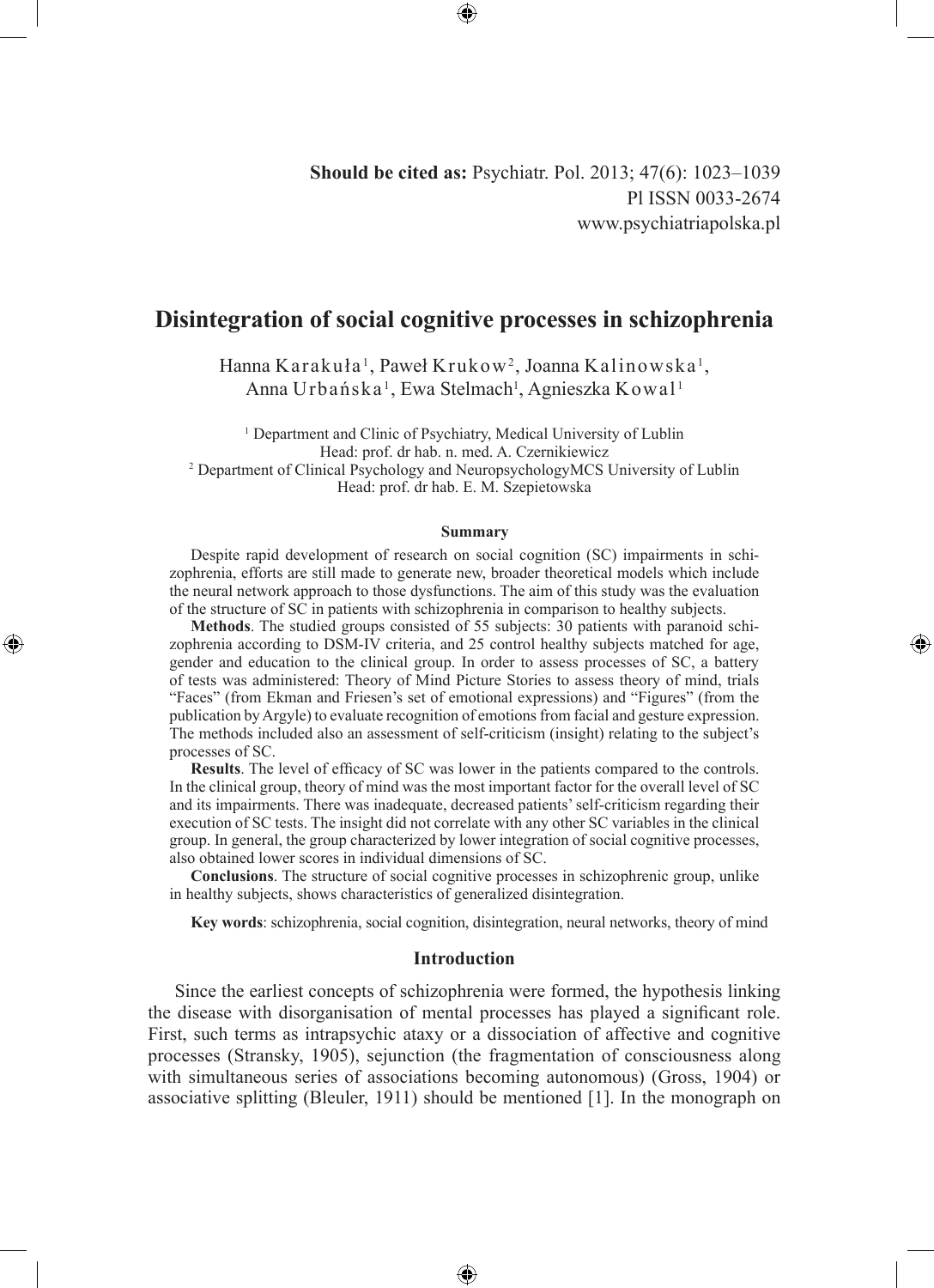**Should be cited as:** Psychiatr. Pol. 2013; 47(6): 1023–1039
Pl ISSN 0033-2674
www.psychiatriapolska.pl

# Disintegration of social cognitive processes in schizophrenia

Hanna Karakuła[1], Paweł Krukow[2], Joanna Kalinowska[1], Anna Urbańska[1], Ewa Stelmach[1], Agnieszka Kowal[1]

[1] Department and Clinic of Psychiatry, Medical University of Lublin
Head: prof. dr hab. n. med. A. Czernikiewicz
[2] Department of Clinical Psychology and NeuropsychologyMCS University of Lublin
Head: prof. dr hab. E. M. Szepietowska

### Summary

Despite rapid development of research on social cognition (SC) impairments in schizophrenia, efforts are still made to generate new, broader theoretical models which include the neural network approach to those dysfunctions. The aim of this study was the evaluation of the structure of SC in patients with schizophrenia in comparison to healthy subjects.

**Methods**. The studied groups consisted of 55 subjects: 30 patients with paranoid schizophrenia according to DSM-IV criteria, and 25 control healthy subjects matched for age, gender and education to the clinical group. In order to assess processes of SC, a battery of tests was administered: Theory of Mind Picture Stories to assess theory of mind, trials "Faces" (from Ekman and Friesen's set of emotional expressions) and "Figures" (from the publication by Argyle) to evaluate recognition of emotions from facial and gesture expression. The methods included also an assessment of self-criticism (insight) relating to the subject's processes of SC.

**Results**. The level of efficacy of SC was lower in the patients compared to the controls. In the clinical group, theory of mind was the most important factor for the overall level of SC and its impairments. There was inadequate, decreased patients' self-criticism regarding their execution of SC tests. The insight did not correlate with any other SC variables in the clinical group. In general, the group characterized by lower integration of social cognitive processes, also obtained lower scores in individual dimensions of SC.

**Conclusions**. The structure of social cognitive processes in schizophrenic group, unlike in healthy subjects, shows characteristics of generalized disintegration.

**Key words**: schizophrenia, social cognition, disintegration, neural networks, theory of mind

## Introduction

Since the earliest concepts of schizophrenia were formed, the hypothesis linking the disease with disorganisation of mental processes has played a significant role. First, such terms as intrapsychic ataxy or a dissociation of affective and cognitive processes (Stransky, 1905), sejunction (the fragmentation of consciousness along with simultaneous series of associations becoming autonomous) (Gross, 1904) or associative splitting (Bleuler, 1911) should be mentioned [1]. In the monograph on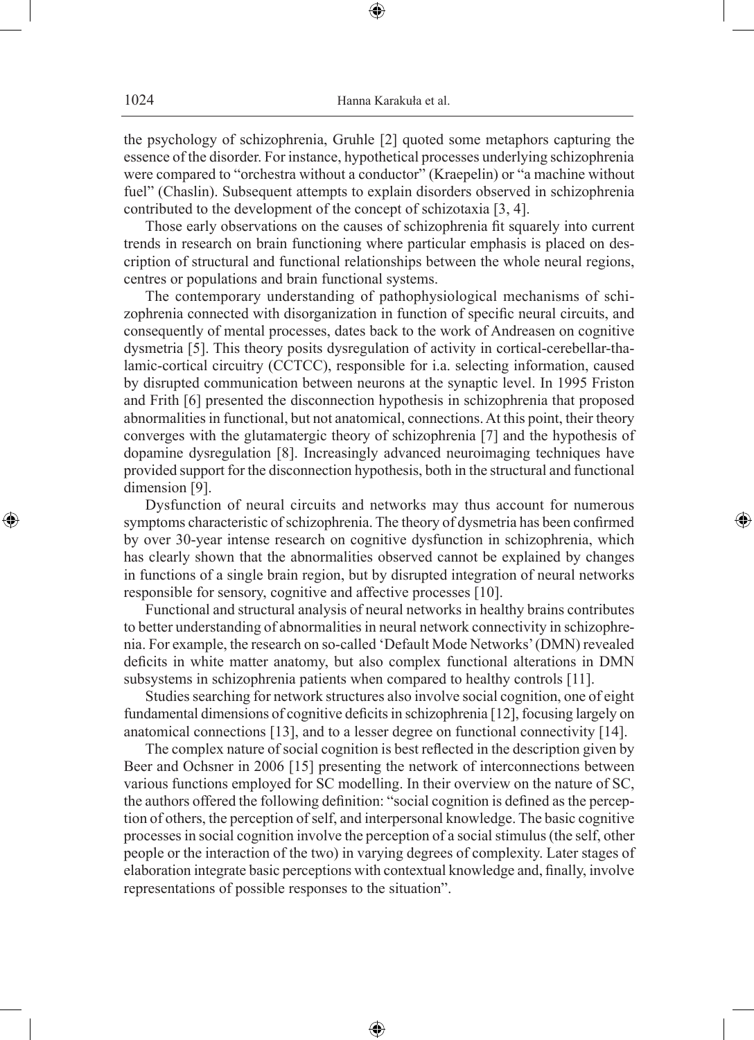the psychology of schizophrenia, Gruhle [2] quoted some metaphors capturing the essence of the disorder. For instance, hypothetical processes underlying schizophrenia were compared to "orchestra without a conductor" (Kraepelin) or "a machine without fuel" (Chaslin). Subsequent attempts to explain disorders observed in schizophrenia contributed to the development of the concept of schizotaxia [3, 4].

Those early observations on the causes of schizophrenia fit squarely into current trends in research on brain functioning where particular emphasis is placed on description of structural and functional relationships between the whole neural regions, centres or populations and brain functional systems.

The contemporary understanding of pathophysiological mechanisms of schizophrenia connected with disorganization in function of specific neural circuits, and consequently of mental processes, dates back to the work of Andreasen on cognitive dysmetria [5]. This theory posits dysregulation of activity in cortical-cerebellar-thalamic-cortical circuitry (CCTCC), responsible for i.a. selecting information, caused by disrupted communication between neurons at the synaptic level. In 1995 Friston and Frith [6] presented the disconnection hypothesis in schizophrenia that proposed abnormalities in functional, but not anatomical, connections. At this point, their theory converges with the glutamatergic theory of schizophrenia [7] and the hypothesis of dopamine dysregulation [8]. Increasingly advanced neuroimaging techniques have provided support for the disconnection hypothesis, both in the structural and functional dimension [9].

Dysfunction of neural circuits and networks may thus account for numerous symptoms characteristic of schizophrenia. The theory of dysmetria has been confirmed by over 30-year intense research on cognitive dysfunction in schizophrenia, which has clearly shown that the abnormalities observed cannot be explained by changes in functions of a single brain region, but by disrupted integration of neural networks responsible for sensory, cognitive and affective processes [10].

Functional and structural analysis of neural networks in healthy brains contributes to better understanding of abnormalities in neural network connectivity in schizophrenia. For example, the research on so-called 'Default Mode Networks' (DMN) revealed deficits in white matter anatomy, but also complex functional alterations in DMN subsystems in schizophrenia patients when compared to healthy controls [11].

Studies searching for network structures also involve social cognition, one of eight fundamental dimensions of cognitive deficits in schizophrenia [12], focusing largely on anatomical connections [13], and to a lesser degree on functional connectivity [14].

The complex nature of social cognition is best reflected in the description given by Beer and Ochsner in 2006 [15] presenting the network of interconnections between various functions employed for SC modelling. In their overview on the nature of SC, the authors offered the following definition: "social cognition is defined as the perception of others, the perception of self, and interpersonal knowledge. The basic cognitive processes in social cognition involve the perception of a social stimulus (the self, other people or the interaction of the two) in varying degrees of complexity. Later stages of elaboration integrate basic perceptions with contextual knowledge and, finally, involve representations of possible responses to the situation".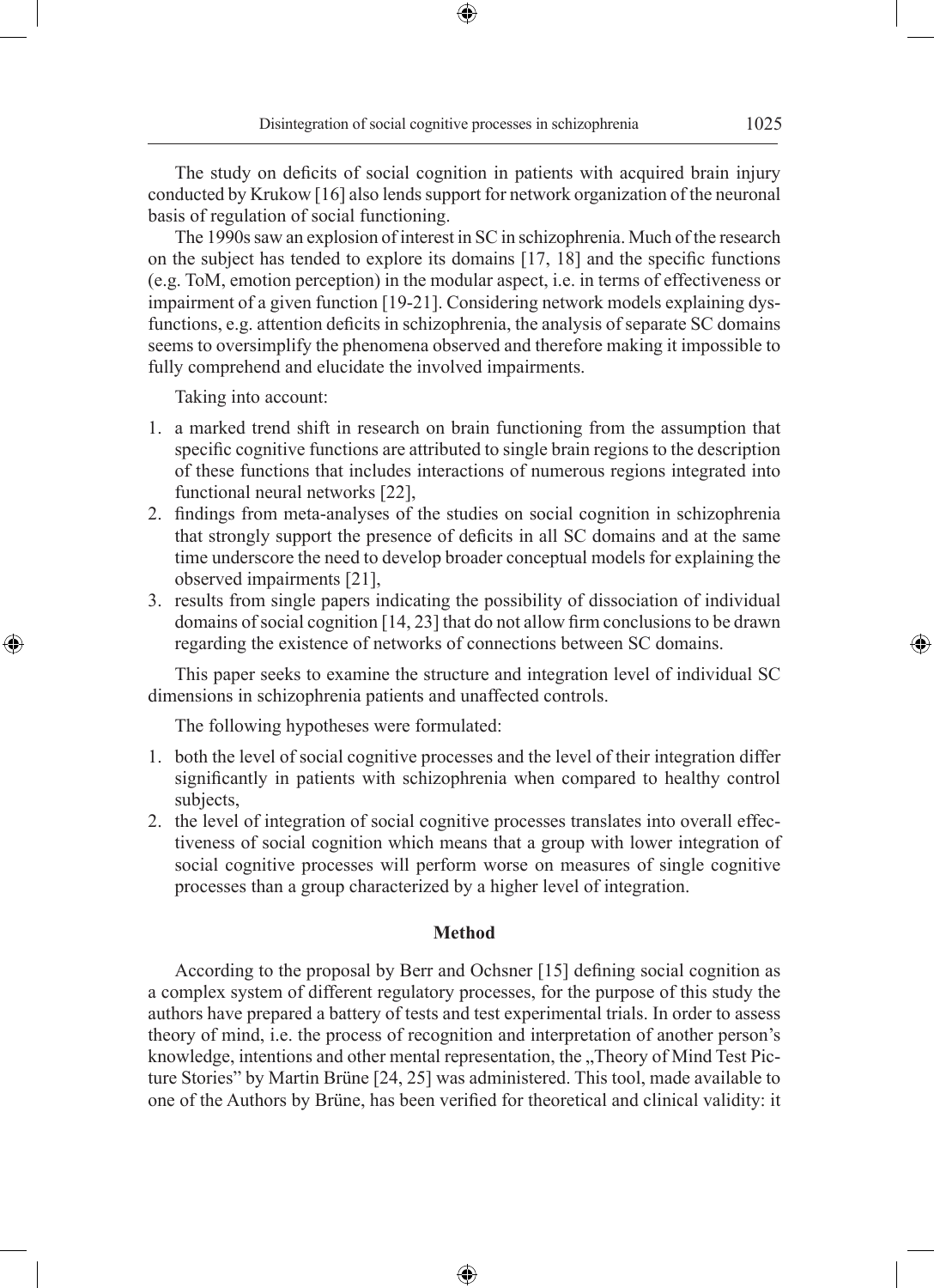The study on deficits of social cognition in patients with acquired brain injury conducted by Krukow [16] also lends support for network organization of the neuronal basis of regulation of social functioning.

The 1990s saw an explosion of interest in SC in schizophrenia. Much of the research on the subject has tended to explore its domains [17, 18] and the specific functions (e.g. ToM, emotion perception) in the modular aspect, i.e. in terms of effectiveness or impairment of a given function [19-21]. Considering network models explaining dysfunctions, e.g. attention deficits in schizophrenia, the analysis of separate SC domains seems to oversimplify the phenomena observed and therefore making it impossible to fully comprehend and elucidate the involved impairments.

Taking into account:

1. a marked trend shift in research on brain functioning from the assumption that specific cognitive functions are attributed to single brain regions to the description of these functions that includes interactions of numerous regions integrated into functional neural networks [22],
2. findings from meta-analyses of the studies on social cognition in schizophrenia that strongly support the presence of deficits in all SC domains and at the same time underscore the need to develop broader conceptual models for explaining the observed impairments [21],
3. results from single papers indicating the possibility of dissociation of individual domains of social cognition [14, 23] that do not allow firm conclusions to be drawn regarding the existence of networks of connections between SC domains.

This paper seeks to examine the structure and integration level of individual SC dimensions in schizophrenia patients and unaffected controls.

The following hypotheses were formulated:

1. both the level of social cognitive processes and the level of their integration differ significantly in patients with schizophrenia when compared to healthy control subjects,
2. the level of integration of social cognitive processes translates into overall effectiveness of social cognition which means that a group with lower integration of social cognitive processes will perform worse on measures of single cognitive processes than a group characterized by a higher level of integration.

## Method

According to the proposal by Berr and Ochsner [15] defining social cognition as a complex system of different regulatory processes, for the purpose of this study the authors have prepared a battery of tests and test experimental trials. In order to assess theory of mind, i.e. the process of recognition and interpretation of another person's knowledge, intentions and other mental representation, the „Theory of Mind Test Picture Stories" by Martin Brüne [24, 25] was administered. This tool, made available to one of the Authors by Brüne, has been verified for theoretical and clinical validity: it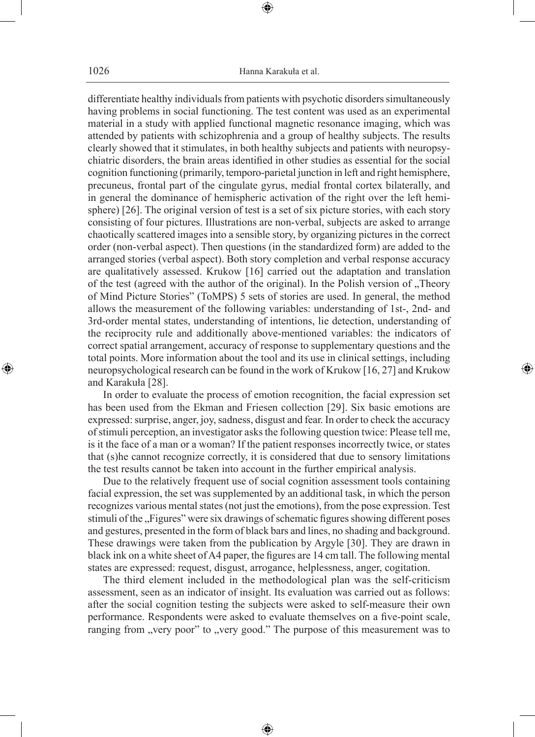differentiate healthy individuals from patients with psychotic disorders simultaneously having problems in social functioning. The test content was used as an experimental material in a study with applied functional magnetic resonance imaging, which was attended by patients with schizophrenia and a group of healthy subjects. The results clearly showed that it stimulates, in both healthy subjects and patients with neuropsychiatric disorders, the brain areas identified in other studies as essential for the social cognition functioning (primarily, temporo-parietal junction in left and right hemisphere, precuneus, frontal part of the cingulate gyrus, medial frontal cortex bilaterally, and in general the dominance of hemispheric activation of the right over the left hemisphere) [26]. The original version of test is a set of six picture stories, with each story consisting of four pictures. Illustrations are non-verbal, subjects are asked to arrange chaotically scattered images into a sensible story, by organizing pictures in the correct order (non-verbal aspect). Then questions (in the standardized form) are added to the arranged stories (verbal aspect). Both story completion and verbal response accuracy are qualitatively assessed. Krukow [16] carried out the adaptation and translation of the test (agreed with the author of the original). In the Polish version of „Theory of Mind Picture Stories" (ToMPS) 5 sets of stories are used. In general, the method allows the measurement of the following variables: understanding of 1st-, 2nd- and 3rd-order mental states, understanding of intentions, lie detection, understanding of the reciprocity rule and additionally above-mentioned variables: the indicators of correct spatial arrangement, accuracy of response to supplementary questions and the total points. More information about the tool and its use in clinical settings, including neuropsychological research can be found in the work of Krukow [16, 27] and Krukow and Karakuła [28].

In order to evaluate the process of emotion recognition, the facial expression set has been used from the Ekman and Friesen collection [29]. Six basic emotions are expressed: surprise, anger, joy, sadness, disgust and fear. In order to check the accuracy of stimuli perception, an investigator asks the following question twice: Please tell me, is it the face of a man or a woman? If the patient responses incorrectly twice, or states that (s)he cannot recognize correctly, it is considered that due to sensory limitations the test results cannot be taken into account in the further empirical analysis.

Due to the relatively frequent use of social cognition assessment tools containing facial expression, the set was supplemented by an additional task, in which the person recognizes various mental states (not just the emotions), from the pose expression. Test stimuli of the „Figures" were six drawings of schematic figures showing different poses and gestures, presented in the form of black bars and lines, no shading and background. These drawings were taken from the publication by Argyle [30]. They are drawn in black ink on a white sheet of A4 paper, the figures are 14 cm tall. The following mental states are expressed: request, disgust, arrogance, helplessness, anger, cogitation.

The third element included in the methodological plan was the self-criticism assessment, seen as an indicator of insight. Its evaluation was carried out as follows: after the social cognition testing the subjects were asked to self-measure their own performance. Respondents were asked to evaluate themselves on a five-point scale, ranging from „very poor" to „very good." The purpose of this measurement was to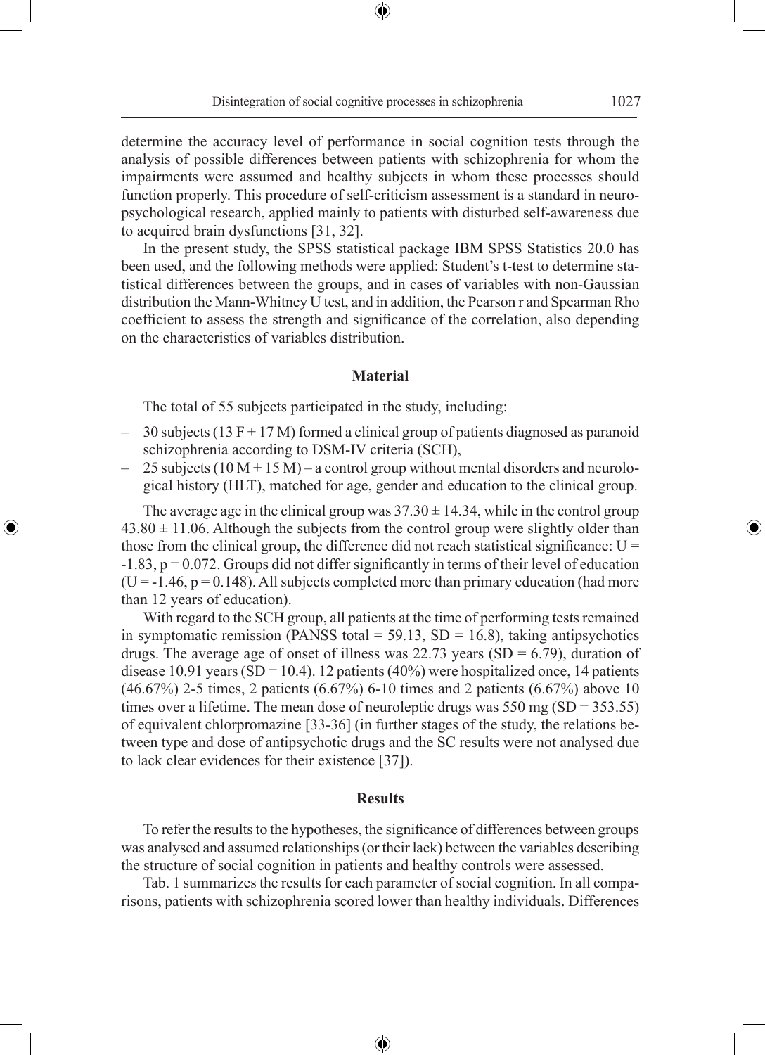determine the accuracy level of performance in social cognition tests through the analysis of possible differences between patients with schizophrenia for whom the impairments were assumed and healthy subjects in whom these processes should function properly. This procedure of self-criticism assessment is a standard in neuropsychological research, applied mainly to patients with disturbed self-awareness due to acquired brain dysfunctions [31, 32].

In the present study, the SPSS statistical package IBM SPSS Statistics 20.0 has been used, and the following methods were applied: Student's t-test to determine statistical differences between the groups, and in cases of variables with non-Gaussian distribution the Mann-Whitney U test, and in addition, the Pearson r and Spearman Rho coefficient to assess the strength and significance of the correlation, also depending on the characteristics of variables distribution.

## Material

The total of 55 subjects participated in the study, including:

- 30 subjects (13 F + 17 M) formed a clinical group of patients diagnosed as paranoid schizophrenia according to DSM-IV criteria (SCH),
- 25 subjects (10 M + 15 M) – a control group without mental disorders and neurological history (HLT), matched for age, gender and education to the clinical group.

The average age in the clinical group was $37.30 \pm 14.34$, while in the control group $43.80 \pm 11.06$. Although the subjects from the control group were slightly older than those from the clinical group, the difference did not reach statistical significance: $U = -1.83$, $p = 0.072$. Groups did not differ significantly in terms of their level of education ($U = -1.46$, $p = 0.148$). All subjects completed more than primary education (had more than 12 years of education).

With regard to the SCH group, all patients at the time of performing tests remained in symptomatic remission (PANSS total = 59.13, SD = 16.8), taking antipsychotics drugs. The average age of onset of illness was 22.73 years (SD = 6.79), duration of disease 10.91 years (SD = 10.4). 12 patients (40%) were hospitalized once, 14 patients (46.67%) 2-5 times, 2 patients (6.67%) 6-10 times and 2 patients (6.67%) above 10 times over a lifetime. The mean dose of neuroleptic drugs was 550 mg (SD = 353.55) of equivalent chlorpromazine [33-36] (in further stages of the study, the relations between type and dose of antipsychotic drugs and the SC results were not analysed due to lack clear evidences for their existence [37]).

## Results

To refer the results to the hypotheses, the significance of differences between groups was analysed and assumed relationships (or their lack) between the variables describing the structure of social cognition in patients and healthy controls were assessed.

Tab. 1 summarizes the results for each parameter of social cognition. In all comparisons, patients with schizophrenia scored lower than healthy individuals. Differences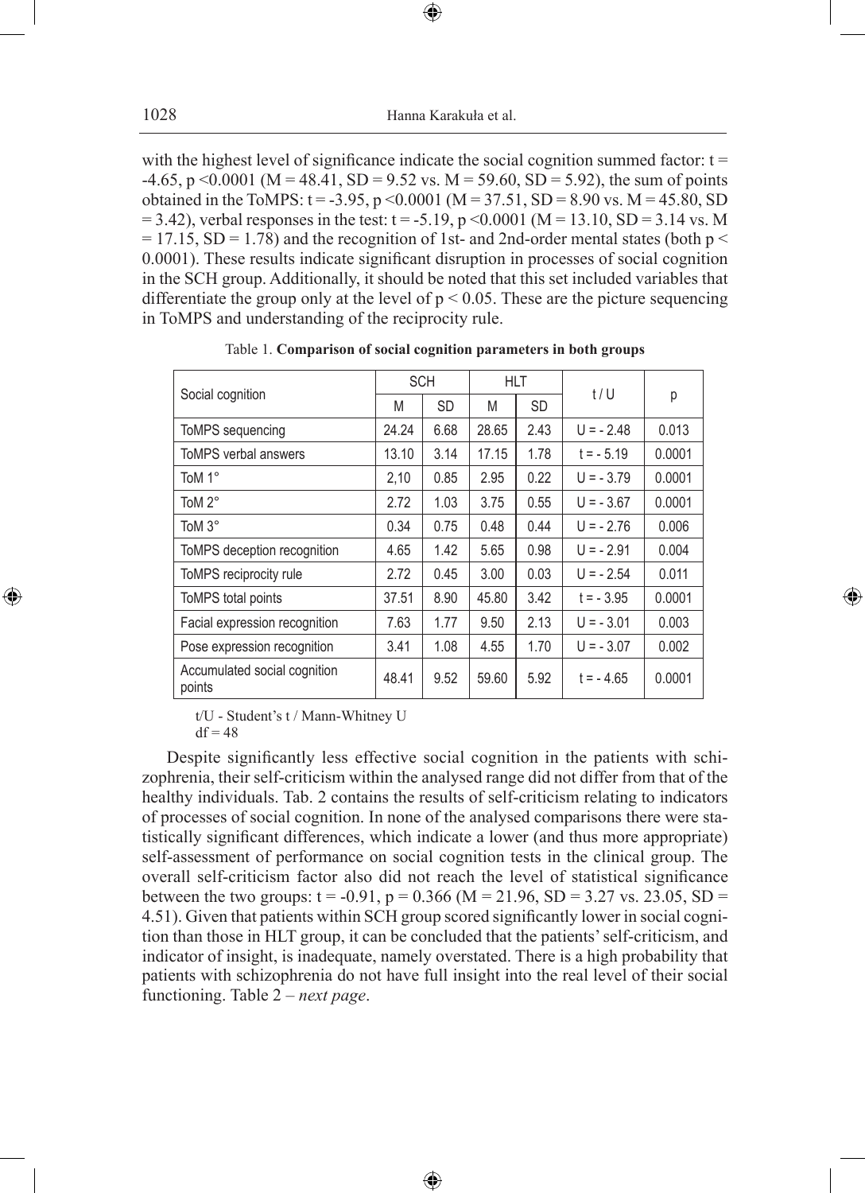with the highest level of significance indicate the social cognition summed factor: $t = -4.65$, $p < 0.0001$ ($M = 48.41$, $SD = 9.52$ vs. $M = 59.60$, $SD = 5.92$), the sum of points obtained in the ToMPS: $t = -3.95$, $p < 0.0001$ ($M = 37.51$, $SD = 8.90$ vs. $M = 45.80$, $SD = 3.42$), verbal responses in the test: $t = -5.19$, $p < 0.0001$ ($M = 13.10$, $SD = 3.14$ vs. $M = 17.15$, $SD = 1.78$) and the recognition of 1st- and 2nd-order mental states (both $p < 0.0001$). These results indicate significant disruption in processes of social cognition in the SCH group. Additionally, it should be noted that this set included variables that differentiate the group only at the level of $p < 0.05$. These are the picture sequencing in ToMPS and understanding of the reciprocity rule.

Table 1. **Comparison of social cognition parameters in both groups**

| Social cognition | SCH | | HLT | | t / U | p |
|---|---|---|---|---|---|---|
| | M | SD | M | SD | | |
| ToMPS sequencing | 24.24 | 6.68 | 28.65 | 2.43 | U = - 2.48 | 0.013 |
| ToMPS verbal answers | 13.10 | 3.14 | 17.15 | 1.78 | t = - 5.19 | 0.0001 |
| ToM 1° | 2,10 | 0.85 | 2.95 | 0.22 | U = - 3.79 | 0.0001 |
| ToM 2° | 2.72 | 1.03 | 3.75 | 0.55 | U = - 3.67 | 0.0001 |
| ToM 3° | 0.34 | 0.75 | 0.48 | 0.44 | U = - 2.76 | 0.006 |
| ToMPS deception recognition | 4.65 | 1.42 | 5.65 | 0.98 | U = - 2.91 | 0.004 |
| ToMPS reciprocity rule | 2.72 | 0.45 | 3.00 | 0.03 | U = - 2.54 | 0.011 |
| ToMPS total points | 37.51 | 8.90 | 45.80 | 3.42 | t = - 3.95 | 0.0001 |
| Facial expression recognition | 7.63 | 1.77 | 9.50 | 2.13 | U = - 3.01 | 0.003 |
| Pose expression recognition | 3.41 | 1.08 | 4.55 | 1.70 | U = - 3.07 | 0.002 |
| Accumulated social cognition points | 48.41 | 9.52 | 59.60 | 5.92 | t = - 4.65 | 0.0001 |

t/U - Student's t / Mann-Whitney U
df = 48

Despite significantly less effective social cognition in the patients with schizophrenia, their self-criticism within the analysed range did not differ from that of the healthy individuals. Tab. 2 contains the results of self-criticism relating to indicators of processes of social cognition. In none of the analysed comparisons there were statistically significant differences, which indicate a lower (and thus more appropriate) self-assessment of performance on social cognition tests in the clinical group. The overall self-criticism factor also did not reach the level of statistical significance between the two groups: $t = -0.91$, $p = 0.366$ ($M = 21.96$, $SD = 3.27$ vs. $23.05$, $SD = 4.51$). Given that patients within SCH group scored significantly lower in social cognition than those in HLT group, it can be concluded that the patients' self-criticism, and indicator of insight, is inadequate, namely overstated. There is a high probability that patients with schizophrenia do not have full insight into the real level of their social functioning. Table 2 – *next page*.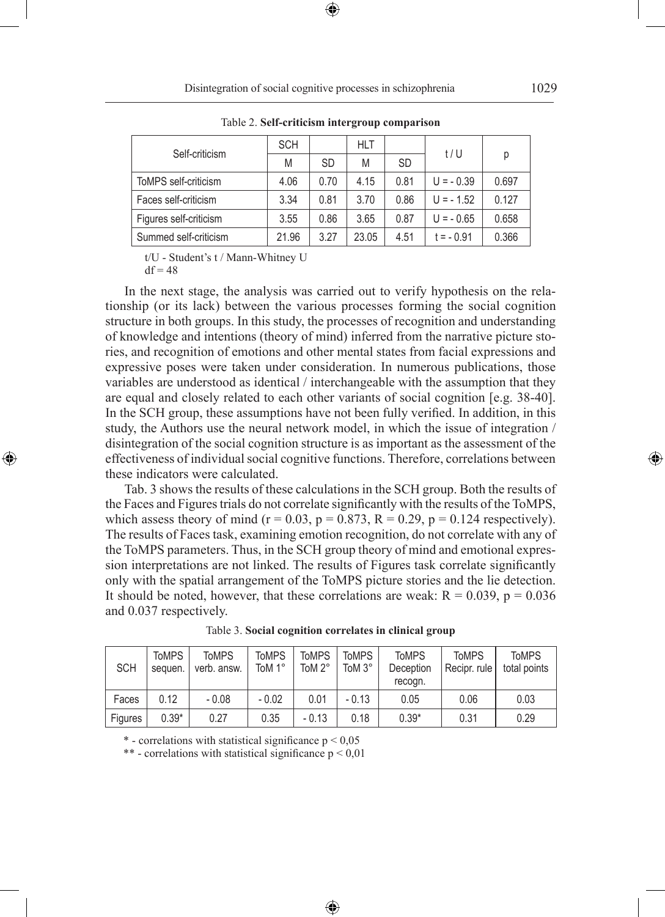Table 2. **Self-criticism intergroup comparison**

| Self-criticism | SCH | | HLT | | t / U | p |
|---|---|---|---|---|---|---|
| | M | SD | M | SD | | |
| ToMPS self-criticism | 4.06 | 0.70 | 4.15 | 0.81 | U = - 0.39 | 0.697 |
| Faces self-criticism | 3.34 | 0.81 | 3.70 | 0.86 | U = - 1.52 | 0.127 |
| Figures self-criticism | 3.55 | 0.86 | 3.65 | 0.87 | U = - 0.65 | 0.658 |
| Summed self-criticism | 21.96 | 3.27 | 23.05 | 4.51 | t = - 0.91 | 0.366 |

t/U - Student's t / Mann-Whitney U
df = 48

In the next stage, the analysis was carried out to verify hypothesis on the relationship (or its lack) between the various processes forming the social cognition structure in both groups. In this study, the processes of recognition and understanding of knowledge and intentions (theory of mind) inferred from the narrative picture stories, and recognition of emotions and other mental states from facial expressions and expressive poses were taken under consideration. In numerous publications, those variables are understood as identical / interchangeable with the assumption that they are equal and closely related to each other variants of social cognition [e.g. 38-40]. In the SCH group, these assumptions have not been fully verified. In addition, in this study, the Authors use the neural network model, in which the issue of integration / disintegration of the social cognition structure is as important as the assessment of the effectiveness of individual social cognitive functions. Therefore, correlations between these indicators were calculated.

Tab. 3 shows the results of these calculations in the SCH group. Both the results of the Faces and Figures trials do not correlate significantly with the results of the ToMPS, which assess theory of mind ($r = 0.03$, $p = 0.873$, $R = 0.29$, $p = 0.124$ respectively). The results of Faces task, examining emotion recognition, do not correlate with any of the ToMPS parameters. Thus, in the SCH group theory of mind and emotional expression interpretations are not linked. The results of Figures task correlate significantly only with the spatial arrangement of the ToMPS picture stories and the lie detection. It should be noted, however, that these correlations are weak: $R = 0.039$, $p = 0.036$ and 0.037 respectively.

Table 3. **Social cognition correlates in clinical group**

| SCH | ToMPS sequen. | ToMPS verb. answ. | ToMPS ToM 1° | ToMPS ToM 2° | ToMPS ToM 3° | ToMPS Deception recogn. | ToMPS Recipr. rule | ToMPS total points |
|---|---|---|---|---|---|---|---|---|
| Faces | 0.12 | - 0.08 | - 0.02 | 0.01 | - 0.13 | 0.05 | 0.06 | 0.03 |
| Figures | 0.39* | 0.27 | 0.35 | - 0.13 | 0.18 | 0.39* | 0.31 | 0.29 |

\* - correlations with statistical significance $p < 0{,}05$
\** - correlations with statistical significance $p < 0{,}01$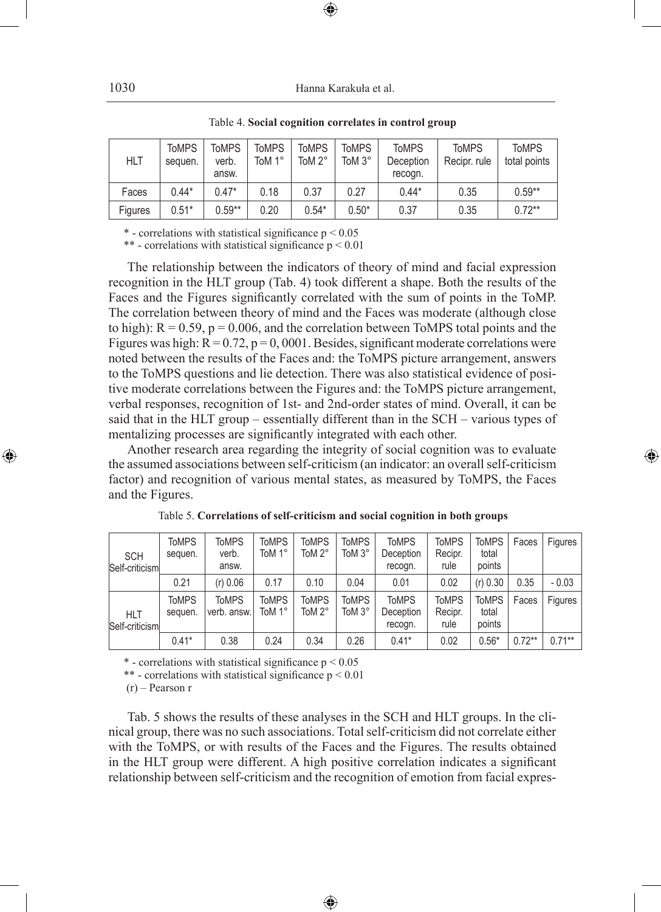Table 4. **Social cognition correlates in control group**

| HLT | ToMPS sequen. | ToMPS verb. answ. | ToMPS ToM 1° | ToMPS ToM 2° | ToMPS ToM 3° | ToMPS Deception recogn. | ToMPS Recipr. rule | ToMPS total points |
|---|---|---|---|---|---|---|---|---|
| Faces | 0.44* | 0.47* | 0.18 | 0.37 | 0.27 | 0.44* | 0.35 | 0.59** |
| Figures | 0.51* | 0.59** | 0.20 | 0.54* | 0.50* | 0.37 | 0.35 | 0.72** |

\* - correlations with statistical significance $p < 0.05$
\*\* - correlations with statistical significance $p < 0.01$

The relationship between the indicators of theory of mind and facial expression recognition in the HLT group (Tab. 4) took different a shape. Both the results of the Faces and the Figures significantly correlated with the sum of points in the ToMP. The correlation between theory of mind and the Faces was moderate (although close to high): $R = 0.59$, $p = 0.006$, and the correlation between ToMPS total points and the Figures was high: $R = 0.72$, $p = 0, 0001$. Besides, significant moderate correlations were noted between the results of the Faces and: the ToMPS picture arrangement, answers to the ToMPS questions and lie detection. There was also statistical evidence of positive moderate correlations between the Figures and: the ToMPS picture arrangement, verbal responses, recognition of 1st- and 2nd-order states of mind. Overall, it can be said that in the HLT group – essentially different than in the SCH – various types of mentalizing processes are significantly integrated with each other.

Another research area regarding the integrity of social cognition was to evaluate the assumed associations between self-criticism (an indicator: an overall self-criticism factor) and recognition of various mental states, as measured by ToMPS, the Faces and the Figures.

Table 5. **Correlations of self-criticism and social cognition in both groups**

| SCH Self-criticism | ToMPS sequen. | ToMPS verb. answ. | ToMPS ToM 1° | ToMPS ToM 2° | ToMPS ToM 3° | ToMPS Deception recogn. | ToMPS Recipr. rule | ToMPS total points | Faces | Figures |
|---|---|---|---|---|---|---|---|---|---|---|
| | 0.21 | (r) 0.06 | 0.17 | 0.10 | 0.04 | 0.01 | 0.02 | (r) 0.30 | 0.35 | - 0.03 |
| **HLT Self-criticism** | **ToMPS sequen.** | **ToMPS verb. answ.** | **ToMPS ToM 1°** | **ToMPS ToM 2°** | **ToMPS ToM 3°** | **ToMPS Deception recogn.** | **ToMPS Recipr. rule** | **ToMPS total points** | **Faces** | **Figures** |
| | 0.41* | 0.38 | 0.24 | 0.34 | 0.26 | 0.41* | 0.02 | 0.56* | 0.72** | 0.71** |

\* - correlations with statistical significance $p < 0.05$
\*\* - correlations with statistical significance $p < 0.01$
(r) – Pearson r

Tab. 5 shows the results of these analyses in the SCH and HLT groups. In the clinical group, there was no such associations. Total self-criticism did not correlate either with the ToMPS, or with results of the Faces and the Figures. The results obtained in the HLT group were different. A high positive correlation indicates a significant relationship between self-criticism and the recognition of emotion from facial expres-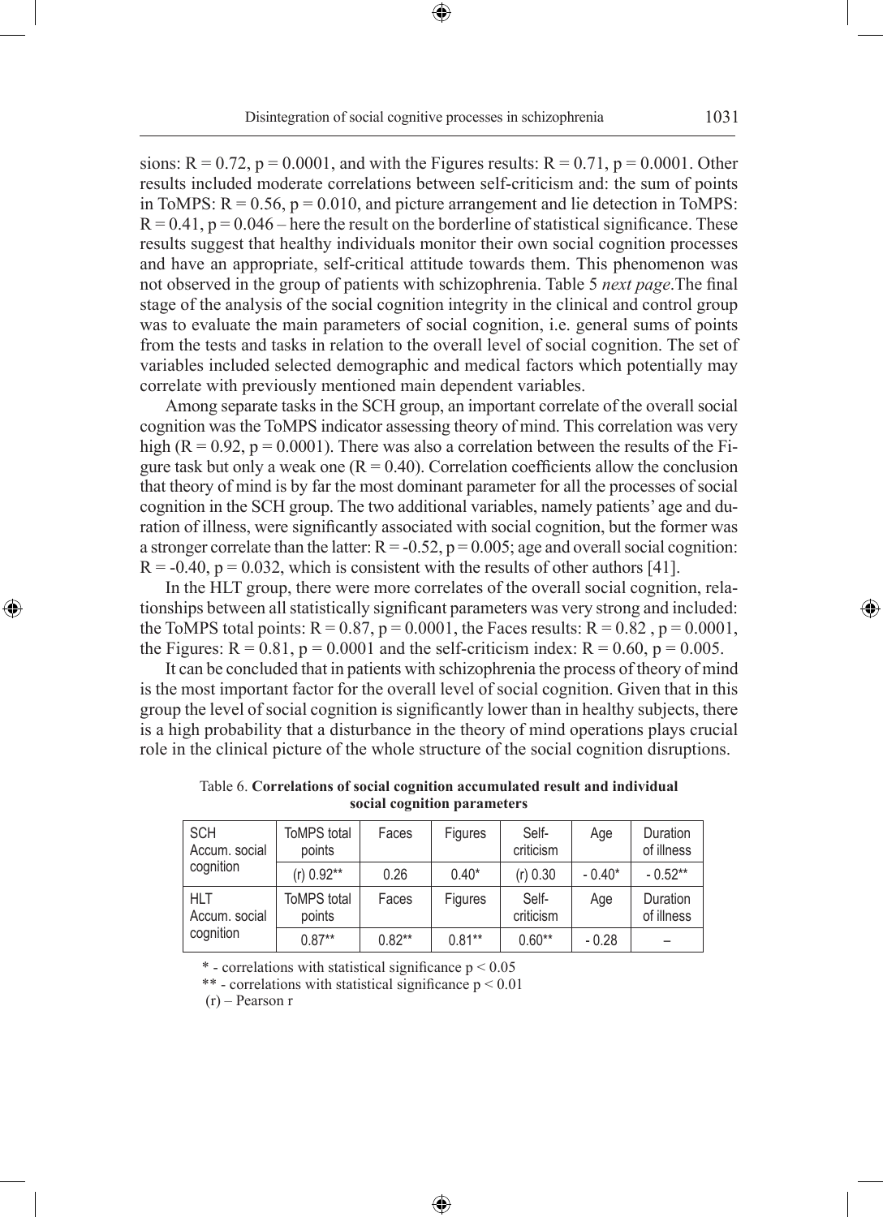sions: $R = 0.72$, $p = 0.0001$, and with the Figures results: $R = 0.71$, $p = 0.0001$. Other results included moderate correlations between self-criticism and: the sum of points in ToMPS: $R = 0.56$, $p = 0.010$, and picture arrangement and lie detection in ToMPS: $R = 0.41$, $p = 0.046$ – here the result on the borderline of statistical significance. These results suggest that healthy individuals monitor their own social cognition processes and have an appropriate, self-critical attitude towards them. This phenomenon was not observed in the group of patients with schizophrenia. Table 5 *next page*.The final stage of the analysis of the social cognition integrity in the clinical and control group was to evaluate the main parameters of social cognition, i.e. general sums of points from the tests and tasks in relation to the overall level of social cognition. The set of variables included selected demographic and medical factors which potentially may correlate with previously mentioned main dependent variables.

Among separate tasks in the SCH group, an important correlate of the overall social cognition was the ToMPS indicator assessing theory of mind. This correlation was very high ($R = 0.92$, $p = 0.0001$). There was also a correlation between the results of the Figure task but only a weak one ($R = 0.40$). Correlation coefficients allow the conclusion that theory of mind is by far the most dominant parameter for all the processes of social cognition in the SCH group. The two additional variables, namely patients' age and duration of illness, were significantly associated with social cognition, but the former was a stronger correlate than the latter: $R = -0.52$, $p = 0.005$; age and overall social cognition: $R = -0.40$, $p = 0.032$, which is consistent with the results of other authors [41].

In the HLT group, there were more correlates of the overall social cognition, relationships between all statistically significant parameters was very strong and included: the ToMPS total points: $R = 0.87$, $p = 0.0001$, the Faces results: $R = 0.82$ , $p = 0.0001$, the Figures: $R = 0.81$, $p = 0.0001$ and the self-criticism index: $R = 0.60$, $p = 0.005$.

It can be concluded that in patients with schizophrenia the process of theory of mind is the most important factor for the overall level of social cognition. Given that in this group the level of social cognition is significantly lower than in healthy subjects, there is a high probability that a disturbance in the theory of mind operations plays crucial role in the clinical picture of the whole structure of the social cognition disruptions.

Table 6. **Correlations of social cognition accumulated result and individual social cognition parameters**

| SCH Accum. social cognition | ToMPS total points | Faces | Figures | Self-criticism | Age | Duration of illness |
|---|---|---|---|---|---|---|
| | (r) 0.92** | 0.26 | 0.40* | (r) 0.30 | - 0.40* | - 0.52** |
| **HLT Accum. social cognition** | **ToMPS total points** | **Faces** | **Figures** | **Self-criticism** | **Age** | **Duration of illness** |
| | 0.87** | 0.82** | 0.81** | 0.60** | - 0.28 | – |

\* - correlations with statistical significance $p < 0.05$

\*\* - correlations with statistical significance $p < 0.01$

(r) – Pearson r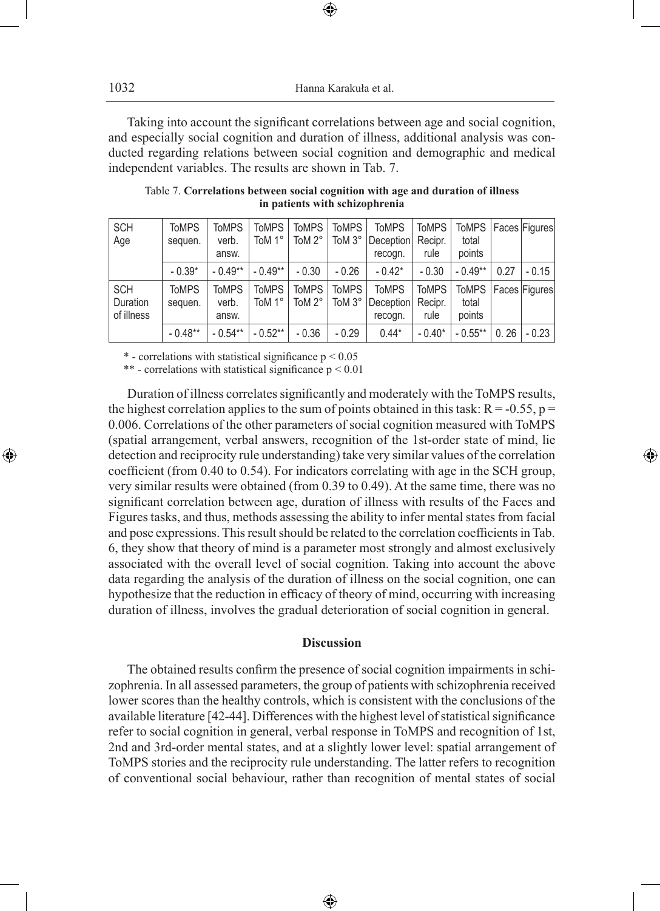Taking into account the significant correlations between age and social cognition, and especially social cognition and duration of illness, additional analysis was conducted regarding relations between social cognition and demographic and medical independent variables. The results are shown in Tab. 7.

Table 7. **Correlations between social cognition with age and duration of illness in patients with schizophrenia**

| SCH Age | ToMPS sequen. | ToMPS verb. answ. | ToMPS ToM 1° | ToMPS ToM 2° | ToMPS ToM 3° | ToMPS Deception recogn. | ToMPS Recipr. rule | ToMPS total points | Faces | Figures |
|---|---|---|---|---|---|---|---|---|---|---|
| | - 0.39* | - 0.49** | - 0.49** | - 0.30 | - 0.26 | - 0.42* | - 0.30 | - 0.49** | 0.27 | - 0.15 |
| SCH Duration of illness | ToMPS sequen. | ToMPS verb. answ. | ToMPS ToM 1° | ToMPS ToM 2° | ToMPS ToM 3° | ToMPS Deception recogn. | ToMPS Recipr. rule | ToMPS total points | Faces | Figures |
| | - 0.48** | - 0.54** | - 0.52** | - 0.36 | - 0.29 | 0.44* | - 0.40* | - 0.55** | 0. 26 | - 0.23 |

\* - correlations with statistical significance $p < 0.05$

\*\* - correlations with statistical significance $p < 0.01$

Duration of illness correlates significantly and moderately with the ToMPS results, the highest correlation applies to the sum of points obtained in this task: $R = -0.55$, $p = 0.006$. Correlations of the other parameters of social cognition measured with ToMPS (spatial arrangement, verbal answers, recognition of the 1st-order state of mind, lie detection and reciprocity rule understanding) take very similar values of the correlation coefficient (from 0.40 to 0.54). For indicators correlating with age in the SCH group, very similar results were obtained (from 0.39 to 0.49). At the same time, there was no significant correlation between age, duration of illness with results of the Faces and Figures tasks, and thus, methods assessing the ability to infer mental states from facial and pose expressions. This result should be related to the correlation coefficients in Tab. 6, they show that theory of mind is a parameter most strongly and almost exclusively associated with the overall level of social cognition. Taking into account the above data regarding the analysis of the duration of illness on the social cognition, one can hypothesize that the reduction in efficacy of theory of mind, occurring with increasing duration of illness, involves the gradual deterioration of social cognition in general.

## Discussion

The obtained results confirm the presence of social cognition impairments in schizophrenia. In all assessed parameters, the group of patients with schizophrenia received lower scores than the healthy controls, which is consistent with the conclusions of the available literature [42-44]. Differences with the highest level of statistical significance refer to social cognition in general, verbal response in ToMPS and recognition of 1st, 2nd and 3rd-order mental states, and at a slightly lower level: spatial arrangement of ToMPS stories and the reciprocity rule understanding. The latter refers to recognition of conventional social behaviour, rather than recognition of mental states of social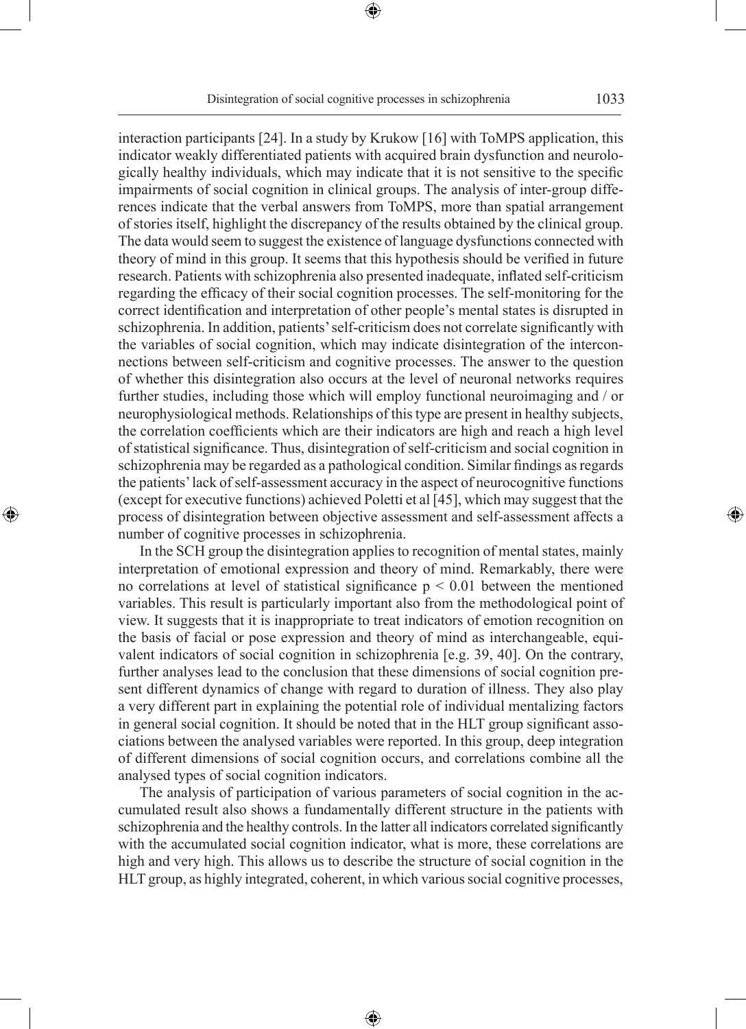interaction participants [24]. In a study by Krukow [16] with ToMPS application, this indicator weakly differentiated patients with acquired brain dysfunction and neurologically healthy individuals, which may indicate that it is not sensitive to the specific impairments of social cognition in clinical groups. The analysis of inter-group differences indicate that the verbal answers from ToMPS, more than spatial arrangement of stories itself, highlight the discrepancy of the results obtained by the clinical group. The data would seem to suggest the existence of language dysfunctions connected with theory of mind in this group. It seems that this hypothesis should be verified in future research. Patients with schizophrenia also presented inadequate, inflated self-criticism regarding the efficacy of their social cognition processes. The self-monitoring for the correct identification and interpretation of other people's mental states is disrupted in schizophrenia. In addition, patients' self-criticism does not correlate significantly with the variables of social cognition, which may indicate disintegration of the interconnections between self-criticism and cognitive processes. The answer to the question of whether this disintegration also occurs at the level of neuronal networks requires further studies, including those which will employ functional neuroimaging and / or neurophysiological methods. Relationships of this type are present in healthy subjects, the correlation coefficients which are their indicators are high and reach a high level of statistical significance. Thus, disintegration of self-criticism and social cognition in schizophrenia may be regarded as a pathological condition. Similar findings as regards the patients' lack of self-assessment accuracy in the aspect of neurocognitive functions (except for executive functions) achieved Poletti et al [45], which may suggest that the process of disintegration between objective assessment and self-assessment affects a number of cognitive processes in schizophrenia.

In the SCH group the disintegration applies to recognition of mental states, mainly interpretation of emotional expression and theory of mind. Remarkably, there were no correlations at level of statistical significance $p < 0.01$ between the mentioned variables. This result is particularly important also from the methodological point of view. It suggests that it is inappropriate to treat indicators of emotion recognition on the basis of facial or pose expression and theory of mind as interchangeable, equivalent indicators of social cognition in schizophrenia [e.g. 39, 40]. On the contrary, further analyses lead to the conclusion that these dimensions of social cognition present different dynamics of change with regard to duration of illness. They also play a very different part in explaining the potential role of individual mentalizing factors in general social cognition. It should be noted that in the HLT group significant associations between the analysed variables were reported. In this group, deep integration of different dimensions of social cognition occurs, and correlations combine all the analysed types of social cognition indicators.

The analysis of participation of various parameters of social cognition in the accumulated result also shows a fundamentally different structure in the patients with schizophrenia and the healthy controls. In the latter all indicators correlated significantly with the accumulated social cognition indicator, what is more, these correlations are high and very high. This allows us to describe the structure of social cognition in the HLT group, as highly integrated, coherent, in which various social cognitive processes,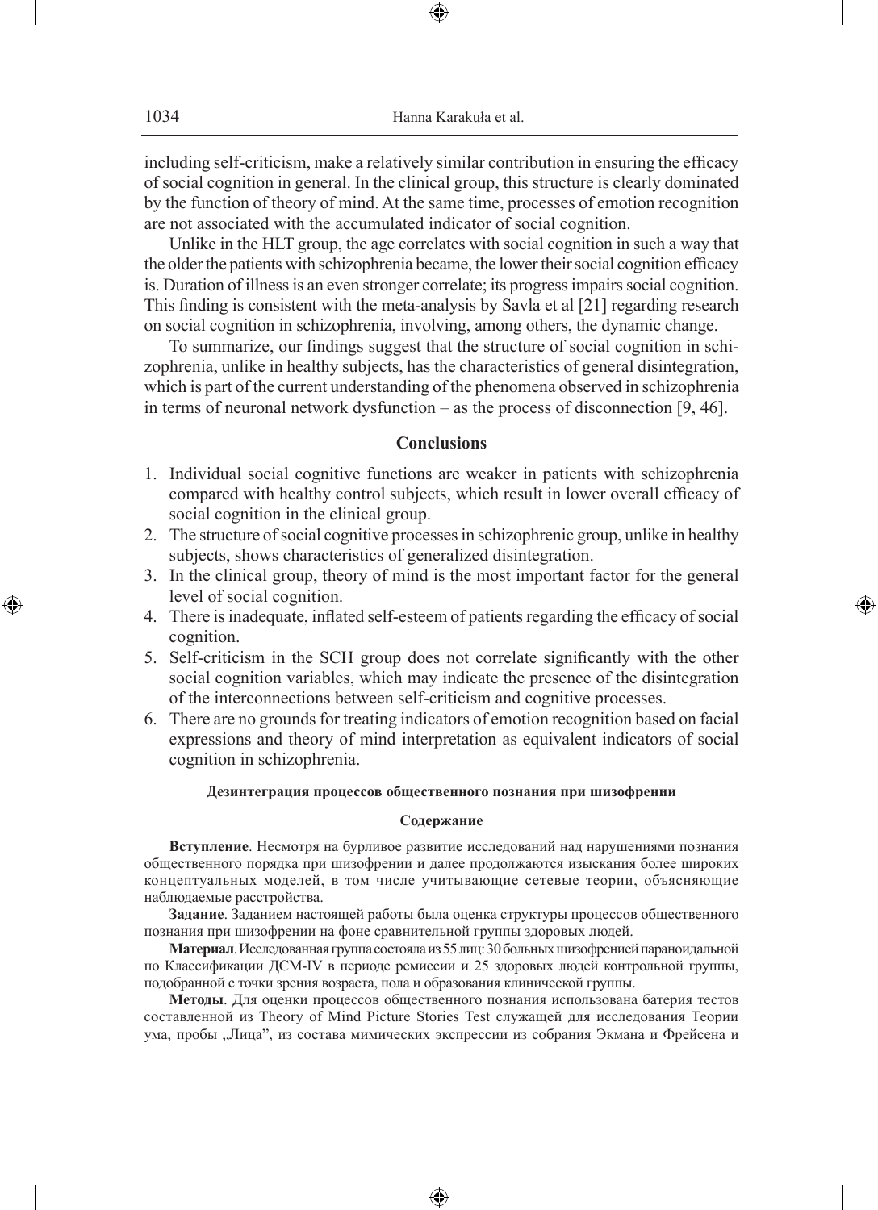including self-criticism, make a relatively similar contribution in ensuring the efficacy of social cognition in general. In the clinical group, this structure is clearly dominated by the function of theory of mind. At the same time, processes of emotion recognition are not associated with the accumulated indicator of social cognition.

Unlike in the HLT group, the age correlates with social cognition in such a way that the older the patients with schizophrenia became, the lower their social cognition efficacy is. Duration of illness is an even stronger correlate; its progress impairs social cognition. This finding is consistent with the meta-analysis by Savla et al [21] regarding research on social cognition in schizophrenia, involving, among others, the dynamic change.

To summarize, our findings suggest that the structure of social cognition in schizophrenia, unlike in healthy subjects, has the characteristics of general disintegration, which is part of the current understanding of the phenomena observed in schizophrenia in terms of neuronal network dysfunction – as the process of disconnection [9, 46].

## Conclusions

1. Individual social cognitive functions are weaker in patients with schizophrenia compared with healthy control subjects, which result in lower overall efficacy of social cognition in the clinical group.
2. The structure of social cognitive processes in schizophrenic group, unlike in healthy subjects, shows characteristics of generalized disintegration.
3. In the clinical group, theory of mind is the most important factor for the general level of social cognition.
4. There is inadequate, inflated self-esteem of patients regarding the efficacy of social cognition.
5. Self-criticism in the SCH group does not correlate significantly with the other social cognition variables, which may indicate the presence of the disintegration of the interconnections between self-criticism and cognitive processes.
6. There are no grounds for treating indicators of emotion recognition based on facial expressions and theory of mind interpretation as equivalent indicators of social cognition in schizophrenia.

### Дезинтеграция процессов общественного познания при шизофрении

#### Содержание

**Вступление**. Несмотря на бурливое развитие исследований над нарушениями познания общественного порядка при шизофрении и далее продолжаются изыскания более широких концептуальных моделей, в том числе учитывающие сетевые теории, объясняющие наблюдаемые расстройства.

**Задание**. Заданием настоящей работы была оценка структуры процессов общественного познания при шизофрении на фоне сравнительной группы здоровых людей.

**Материал**. Исследованная группа состояла из 55 лиц: 30 больных шизофренией параноидальной по Классификации ДСМ-IV в периоде ремиссии и 25 здоровых людей контрольной группы, подобранной с точки зрения возраста, пола и образования клинической группы.

**Методы**. Для оценки процессов общественного познания использована батерия тестов составленной из Theory of Mind Picture Stories Test служащей для исследования Теории ума, пробы „Лица", из состава мимических экспрессии из собрания Экмана и Фрейсена и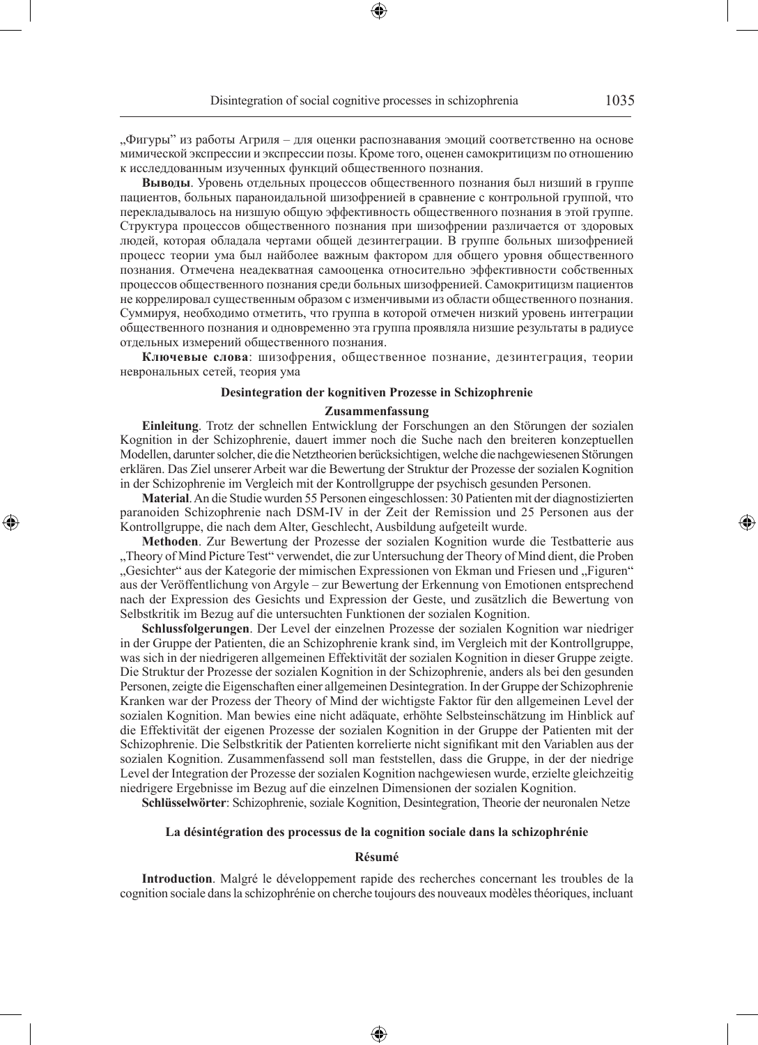„Фигуры" из работы Агриля – для оценки распознавания эмоций соответственно на основе мимической экспрессии и экспрессии позы. Кроме того, оценен самокритицизм по отношению к исследованным изученных функций общественного познания.

**Выводы**. Уровень отдельных процессов общественного познания был низший в группе пациентов, больных параноидальной шизофренией в сравнение с контрольной группой, что перекладывалось на низшую общую эффективность общественного познания в этой группе. Структура процессов общественного познания при шизофрении различается от здоровых людей, которая обладала чертами общей дезинтеграции. В группе больных шизофренией процесс теории ума был найболее важным фактором для общего уровня общественного познания. Отмечена неадекватная самооценка относительно эффективности собственных процессов общественного познания среди больных шизофренией. Самокритицизм пациентов не коррелировал существенным образом с изменчивыми из области общественного познания. Суммируя, необходимо отметить, что группа в которой отмечен низкий уровень интеграции общественного познания и одновременно эта группа проявляла низшие результаты в радиусе отдельных измерений общественного познания.

**Ключевые слова**: шизофрения, общественное познание, дезинтеграция, теории невронaльных сетей, теория ума

**Desintegration der kognitiven Prozesse in Schizophrenie**

**Zusammenfassung**

**Einleitung**. Trotz der schnellen Entwicklung der Forschungen an den Störungen der sozialen Kognition in der Schizophrenie, dauert immer noch die Suche nach den breiteren konzeptuellen Modellen, darunter solcher, die die Netztheorien berücksichtigen, welche die nachgewiesenen Störungen erklären. Das Ziel unserer Arbeit war die Bewertung der Struktur der Prozesse der sozialen Kognition in der Schizophrenie im Vergleich mit der Kontrollgruppe der psychisch gesunden Personen.

**Material**. An die Studie wurden 55 Personen eingeschlossen: 30 Patienten mit der diagnostizierten paranoiden Schizophrenie nach DSM-IV in der Zeit der Remission und 25 Personen aus der Kontrollgruppe, die nach dem Alter, Geschlecht, Ausbildung aufgeteilt wurde.

**Methoden**. Zur Bewertung der Prozesse der sozialen Kognition wurde die Testbatterie aus „Theory of Mind Picture Test" verwendet, die zur Untersuchung der Theory of Mind dient, die Proben „Gesichter" aus der Kategorie der mimischen Expressionen von Ekman und Friesen und „Figuren" aus der Veröffentlichung von Argyle – zur Bewertung der Erkennung von Emotionen entsprechend nach der Expression des Gesichts und Expression der Geste, und zusätzlich die Bewertung von Selbstkritik im Bezug auf die untersuchten Funktionen der sozialen Kognition.

**Schlussfolgerungen**. Der Level der einzelnen Prozesse der sozialen Kognition war niedriger in der Gruppe der Patienten, die an Schizophrenie krank sind, im Vergleich mit der Kontrollgruppe, was sich in der niedrigeren allgemeinen Effektivität der sozialen Kognition in dieser Gruppe zeigte. Die Struktur der Prozesse der sozialen Kognition in der Schizophrenie, anders als bei den gesunden Personen, zeigte die Eigenschaften einer allgemeinen Desintegration. In der Gruppe der Schizophrenie Kranken war der Prozess der Theory of Mind der wichtigste Faktor für den allgemeinen Level der sozialen Kognition. Man bewies eine nicht adäquate, erhöhte Selbsteinschätzung im Hinblick auf die Effektivität der eigenen Prozesse der sozialen Kognition in der Gruppe der Patienten mit der Schizophrenie. Die Selbstkritik der Patienten korrelierte nicht signifikant mit den Variablen aus der sozialen Kognition. Zusammenfassend soll man feststellen, dass die Gruppe, in der der niedrige Level der Integration der Prozesse der sozialen Kognition nachgewiesen wurde, erzielte gleichzeitig niedrigere Ergebnisse im Bezug auf die einzelnen Dimensionen der sozialen Kognition.

**Schlüsselwörter**: Schizophrenie, soziale Kognition, Desintegration, Theorie der neuronalen Netze

**La désintégration des processus de la cognition sociale dans la schizophrénie**

**Résumé**

**Introduction**. Malgré le développement rapide des recherches concernant les troubles de la cognition sociale dans la schizophrénie on cherche toujours des nouveaux modèles théoriques, incluant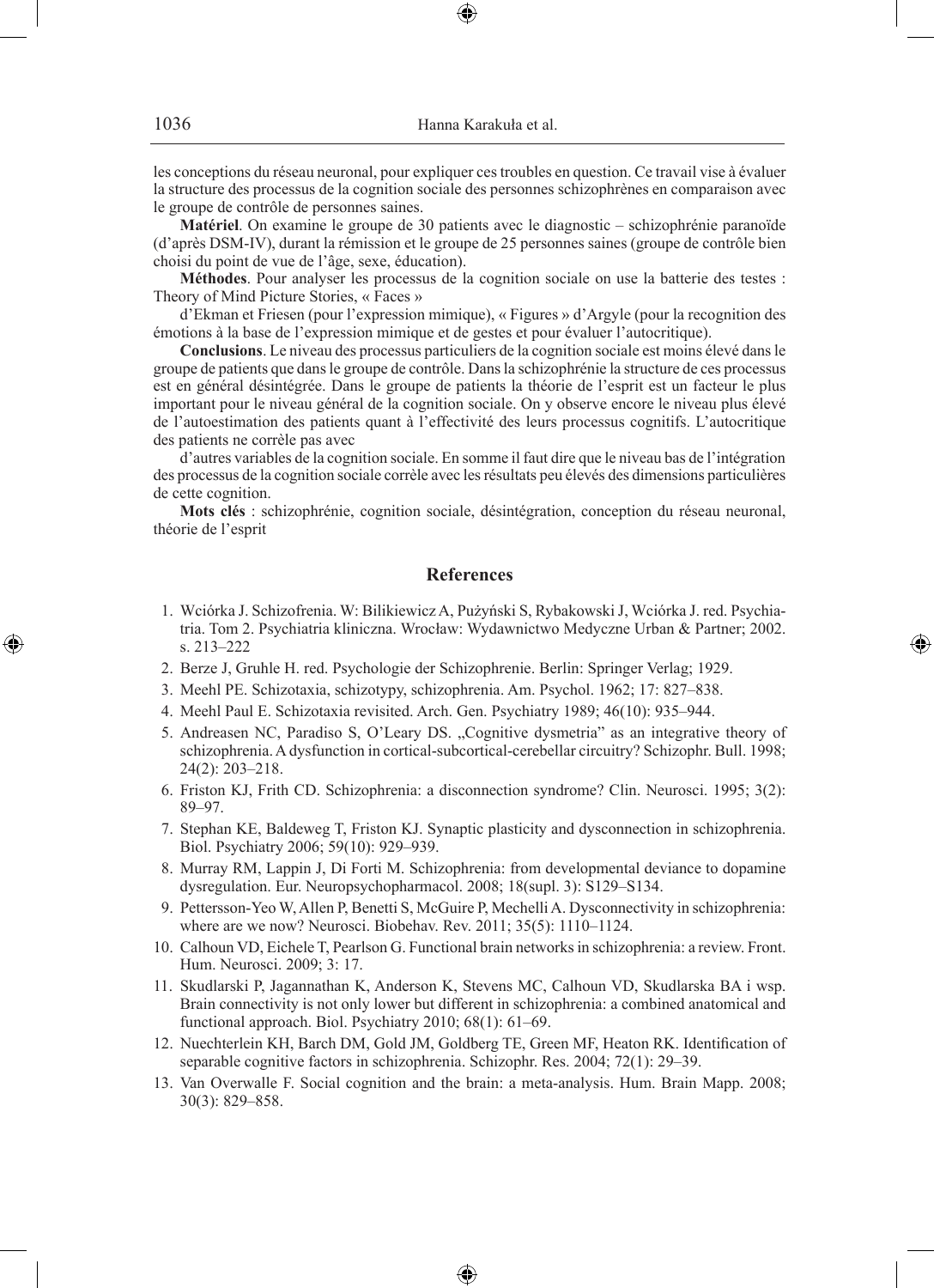les conceptions du réseau neuronal, pour expliquer ces troubles en question. Ce travail vise à évaluer la structure des processus de la cognition sociale des personnes schizophrènes en comparaison avec le groupe de contrôle de personnes saines.

**Matériel**. On examine le groupe de 30 patients avec le diagnostic – schizophrénie paranoïde (d'après DSM-IV), durant la rémission et le groupe de 25 personnes saines (groupe de contrôle bien choisi du point de vue de l'âge, sexe, éducation).

**Méthodes**. Pour analyser les processus de la cognition sociale on use la batterie des testes : Theory of Mind Picture Stories, « Faces »

d'Ekman et Friesen (pour l'expression mimique), « Figures » d'Argyle (pour la recognition des émotions à la base de l'expression mimique et de gestes et pour évaluer l'autocritique).

**Conclusions**. Le niveau des processus particuliers de la cognition sociale est moins élevé dans le groupe de patients que dans le groupe de contrôle. Dans la schizophrénie la structure de ces processus est en général désintégrée. Dans le groupe de patients la théorie de l'esprit est un facteur le plus important pour le niveau général de la cognition sociale. On y observe encore le niveau plus élevé de l'autoestimation des patients quant à l'effectivité des leurs processus cognitifs. L'autocritique des patients ne corrèle pas avec

d'autres variables de la cognition sociale. En somme il faut dire que le niveau bas de l'intégration des processus de la cognition sociale corrèle avec les résultats peu élevés des dimensions particulières de cette cognition.

**Mots clés** : schizophrénie, cognition sociale, désintégration, conception du réseau neuronal, théorie de l'esprit

## References

1. Wciórka J. Schizofrenia. W: Bilikiewicz A, Pużyński S, Rybakowski J, Wciórka J. red. Psychiatria. Tom 2. Psychiatria kliniczna. Wrocław: Wydawnictwo Medyczne Urban & Partner; 2002. s. 213–222
2. Berze J, Gruhle H. red. Psychologie der Schizophrenie. Berlin: Springer Verlag; 1929.
3. Meehl PE. Schizotaxia, schizotypy, schizophrenia. Am. Psychol. 1962; 17: 827–838.
4. Meehl Paul E. Schizotaxia revisited. Arch. Gen. Psychiatry 1989; 46(10): 935–944.
5. Andreasen NC, Paradiso S, O'Leary DS. „Cognitive dysmetria" as an integrative theory of schizophrenia. A dysfunction in cortical-subcortical-cerebellar circuitry? Schizophr. Bull. 1998; 24(2): 203–218.
6. Friston KJ, Frith CD. Schizophrenia: a disconnection syndrome? Clin. Neurosci. 1995; 3(2): 89–97.
7. Stephan KE, Baldeweg T, Friston KJ. Synaptic plasticity and dysconnection in schizophrenia. Biol. Psychiatry 2006; 59(10): 929–939.
8. Murray RM, Lappin J, Di Forti M. Schizophrenia: from developmental deviance to dopamine dysregulation. Eur. Neuropsychopharmacol. 2008; 18(supl. 3): S129–S134.
9. Pettersson-Yeo W, Allen P, Benetti S, McGuire P, Mechelli A. Dysconnectivity in schizophrenia: where are we now? Neurosci. Biobehav. Rev. 2011; 35(5): 1110–1124.
10. Calhoun VD, Eichele T, Pearlson G. Functional brain networks in schizophrenia: a review. Front. Hum. Neurosci. 2009; 3: 17.
11. Skudlarski P, Jagannathan K, Anderson K, Stevens MC, Calhoun VD, Skudlarska BA i wsp. Brain connectivity is not only lower but different in schizophrenia: a combined anatomical and functional approach. Biol. Psychiatry 2010; 68(1): 61–69.
12. Nuechterlein KH, Barch DM, Gold JM, Goldberg TE, Green MF, Heaton RK. Identification of separable cognitive factors in schizophrenia. Schizophr. Res. 2004; 72(1): 29–39.
13. Van Overwalle F. Social cognition and the brain: a meta-analysis. Hum. Brain Mapp. 2008; 30(3): 829–858.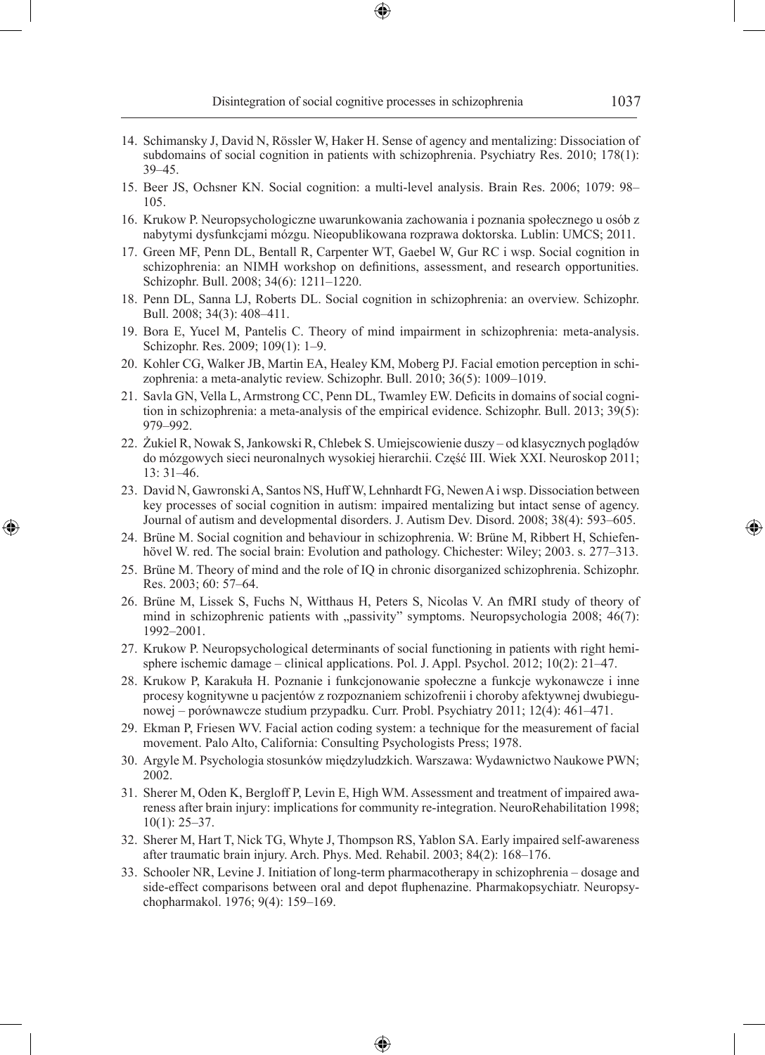14. Schimansky J, David N, Rössler W, Haker H. Sense of agency and mentalizing: Dissociation of subdomains of social cognition in patients with schizophrenia. Psychiatry Res. 2010; 178(1): 39–45.
15. Beer JS, Ochsner KN. Social cognition: a multi-level analysis. Brain Res. 2006; 1079: 98–105.
16. Krukow P. Neuropsychologiczne uwarunkowania zachowania i poznania społecznego u osób z nabytymi dysfunkcjami mózgu. Nieopublikowana rozprawa doktorska. Lublin: UMCS; 2011.
17. Green MF, Penn DL, Bentall R, Carpenter WT, Gaebel W, Gur RC i wsp. Social cognition in schizophrenia: an NIMH workshop on definitions, assessment, and research opportunities. Schizophr. Bull. 2008; 34(6): 1211–1220.
18. Penn DL, Sanna LJ, Roberts DL. Social cognition in schizophrenia: an overview. Schizophr. Bull. 2008; 34(3): 408–411.
19. Bora E, Yucel M, Pantelis C. Theory of mind impairment in schizophrenia: meta-analysis. Schizophr. Res. 2009; 109(1): 1–9.
20. Kohler CG, Walker JB, Martin EA, Healey KM, Moberg PJ. Facial emotion perception in schizophrenia: a meta-analytic review. Schizophr. Bull. 2010; 36(5): 1009–1019.
21. Savla GN, Vella L, Armstrong CC, Penn DL, Twamley EW. Deficits in domains of social cognition in schizophrenia: a meta-analysis of the empirical evidence. Schizophr. Bull. 2013; 39(5): 979–992.
22. Żukiel R, Nowak S, Jankowski R, Chlebek S. Umiejscowienie duszy – od klasycznych poglądów do mózgowych sieci neuronalnych wysokiej hierarchii. Część III. Wiek XXI. Neuroskop 2011; 13: 31–46.
23. David N, Gawronski A, Santos NS, Huff W, Lehnhardt FG, Newen A i wsp. Dissociation between key processes of social cognition in autism: impaired mentalizing but intact sense of agency. Journal of autism and developmental disorders. J. Autism Dev. Disord. 2008; 38(4): 593–605.
24. Brüne M. Social cognition and behaviour in schizophrenia. W: Brüne M, Ribbert H, Schiefenhövel W. red. The social brain: Evolution and pathology. Chichester: Wiley; 2003. s. 277–313.
25. Brüne M. Theory of mind and the role of IQ in chronic disorganized schizophrenia. Schizophr. Res. 2003; 60: 57–64.
26. Brüne M, Lissek S, Fuchs N, Witthaus H, Peters S, Nicolas V. An fMRI study of theory of mind in schizophrenic patients with „passivity" symptoms. Neuropsychologia 2008; 46(7): 1992–2001.
27. Krukow P. Neuropsychological determinants of social functioning in patients with right hemisphere ischemic damage – clinical applications. Pol. J. Appl. Psychol. 2012; 10(2): 21–47.
28. Krukow P, Karakuła H. Poznanie i funkcjonowanie społeczne a funkcje wykonawcze i inne procesy kognitywne u pacjentów z rozpoznaniem schizofrenii i choroby afektywnej dwubiegunowej – porównawcze studium przypadku. Curr. Probl. Psychiatry 2011; 12(4): 461–471.
29. Ekman P, Friesen WV. Facial action coding system: a technique for the measurement of facial movement. Palo Alto, California: Consulting Psychologists Press; 1978.
30. Argyle M. Psychologia stosunków międzyludzkich. Warszawa: Wydawnictwo Naukowe PWN; 2002.
31. Sherer M, Oden K, Bergloff P, Levin E, High WM. Assessment and treatment of impaired awareness after brain injury: implications for community re-integration. NeuroRehabilitation 1998; 10(1): 25–37.
32. Sherer M, Hart T, Nick TG, Whyte J, Thompson RS, Yablon SA. Early impaired self-awareness after traumatic brain injury. Arch. Phys. Med. Rehabil. 2003; 84(2): 168–176.
33. Schooler NR, Levine J. Initiation of long-term pharmacotherapy in schizophrenia – dosage and side-effect comparisons between oral and depot fluphenazine. Pharmakopsychiatr. Neuropsychopharmakol. 1976; 9(4): 159–169.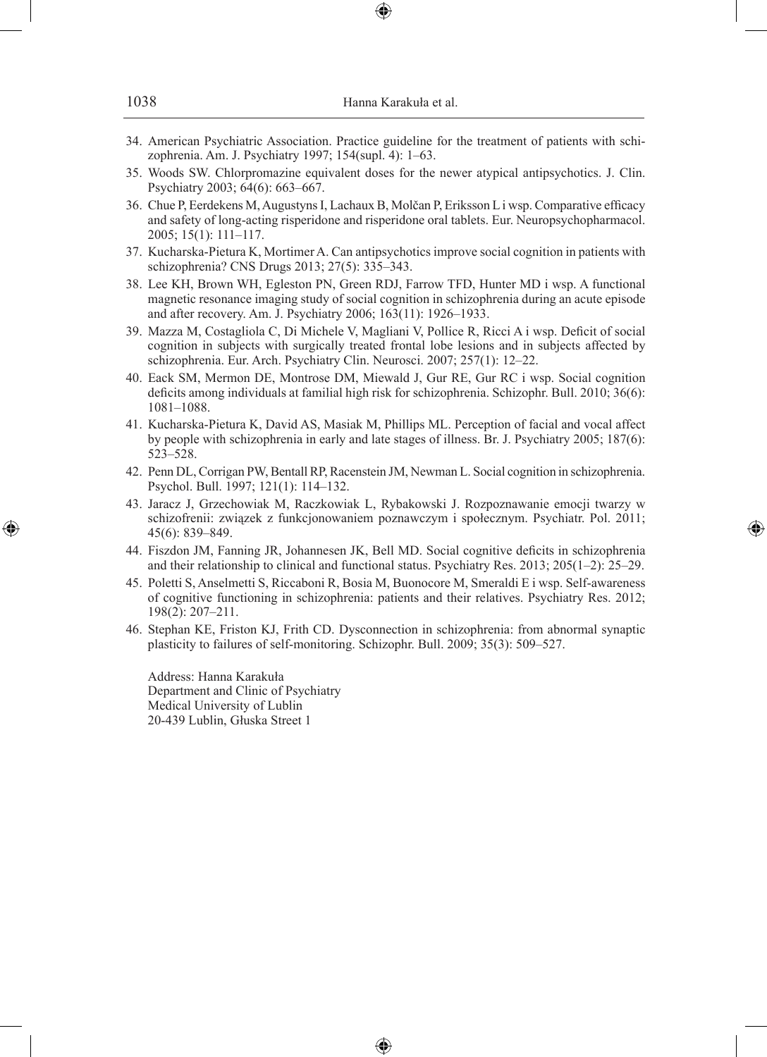34. American Psychiatric Association. Practice guideline for the treatment of patients with schizophrenia. Am. J. Psychiatry 1997; 154(supl. 4): 1–63.
35. Woods SW. Chlorpromazine equivalent doses for the newer atypical antipsychotics. J. Clin. Psychiatry 2003; 64(6): 663–667.
36. Chue P, Eerdekens M, Augustyns I, Lachaux B, Molčan P, Eriksson L i wsp. Comparative efficacy and safety of long-acting risperidone and risperidone oral tablets. Eur. Neuropsychopharmacol. 2005; 15(1): 111–117.
37. Kucharska-Pietura K, Mortimer A. Can antipsychotics improve social cognition in patients with schizophrenia? CNS Drugs 2013; 27(5): 335–343.
38. Lee KH, Brown WH, Egleston PN, Green RDJ, Farrow TFD, Hunter MD i wsp. A functional magnetic resonance imaging study of social cognition in schizophrenia during an acute episode and after recovery. Am. J. Psychiatry 2006; 163(11): 1926–1933.
39. Mazza M, Costagliola C, Di Michele V, Magliani V, Pollice R, Ricci A i wsp. Deficit of social cognition in subjects with surgically treated frontal lobe lesions and in subjects affected by schizophrenia. Eur. Arch. Psychiatry Clin. Neurosci. 2007; 257(1): 12–22.
40. Eack SM, Mermon DE, Montrose DM, Miewald J, Gur RE, Gur RC i wsp. Social cognition deficits among individuals at familial high risk for schizophrenia. Schizophr. Bull. 2010; 36(6): 1081–1088.
41. Kucharska-Pietura K, David AS, Masiak M, Phillips ML. Perception of facial and vocal affect by people with schizophrenia in early and late stages of illness. Br. J. Psychiatry 2005; 187(6): 523–528.
42. Penn DL, Corrigan PW, Bentall RP, Racenstein JM, Newman L. Social cognition in schizophrenia. Psychol. Bull. 1997; 121(1): 114–132.
43. Jaracz J, Grzechowiak M, Raczkowiak L, Rybakowski J. Rozpoznawanie emocji twarzy w schizofrenii: związek z funkcjonowaniem poznawczym i społecznym. Psychiatr. Pol. 2011; 45(6): 839–849.
44. Fiszdon JM, Fanning JR, Johannesen JK, Bell MD. Social cognitive deficits in schizophrenia and their relationship to clinical and functional status. Psychiatry Res. 2013; 205(1–2): 25–29.
45. Poletti S, Anselmetti S, Riccaboni R, Bosia M, Buonocore M, Smeraldi E i wsp. Self-awareness of cognitive functioning in schizophrenia: patients and their relatives. Psychiatry Res. 2012; 198(2): 207–211.
46. Stephan KE, Friston KJ, Frith CD. Dysconnection in schizophrenia: from abnormal synaptic plasticity to failures of self-monitoring. Schizophr. Bull. 2009; 35(3): 509–527.

Address: Hanna Karakuła
Department and Clinic of Psychiatry
Medical University of Lublin
20-439 Lublin, Głuska Street 1